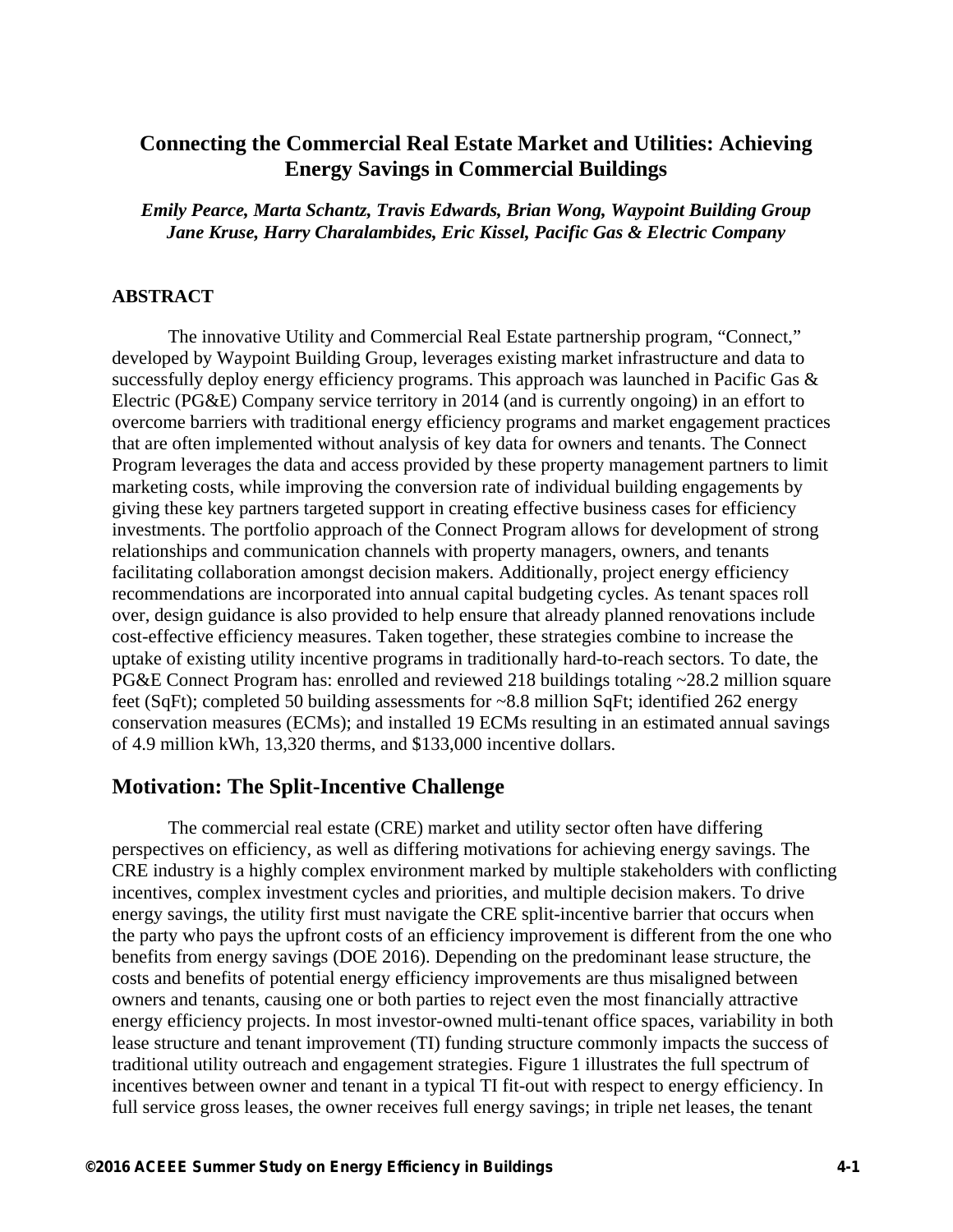# Connecting the Commercial Real Estate Market and Utilities: Achieving Energy Savings in Commercial Buildings

*Emily Pearce, Marta Schantz, Travis Edwards, Brian Wong, Waypoint Building Group*
*Jane Kruse, Harry Charalambides, Eric Kissel, Pacific Gas & Electric Company*

## ABSTRACT

The innovative Utility and Commercial Real Estate partnership program, "Connect," developed by Waypoint Building Group, leverages existing market infrastructure and data to successfully deploy energy efficiency programs. This approach was launched in Pacific Gas & Electric (PG&E) Company service territory in 2014 (and is currently ongoing) in an effort to overcome barriers with traditional energy efficiency programs and market engagement practices that are often implemented without analysis of key data for owners and tenants. The Connect Program leverages the data and access provided by these property management partners to limit marketing costs, while improving the conversion rate of individual building engagements by giving these key partners targeted support in creating effective business cases for efficiency investments. The portfolio approach of the Connect Program allows for development of strong relationships and communication channels with property managers, owners, and tenants facilitating collaboration amongst decision makers. Additionally, project energy efficiency recommendations are incorporated into annual capital budgeting cycles. As tenant spaces roll over, design guidance is also provided to help ensure that already planned renovations include cost-effective efficiency measures. Taken together, these strategies combine to increase the uptake of existing utility incentive programs in traditionally hard-to-reach sectors. To date, the PG&E Connect Program has: enrolled and reviewed 218 buildings totaling ~28.2 million square feet (SqFt); completed 50 building assessments for ~8.8 million SqFt; identified 262 energy conservation measures (ECMs); and installed 19 ECMs resulting in an estimated annual savings of 4.9 million kWh, 13,320 therms, and $133,000 incentive dollars.

## Motivation: The Split-Incentive Challenge

The commercial real estate (CRE) market and utility sector often have differing perspectives on efficiency, as well as differing motivations for achieving energy savings. The CRE industry is a highly complex environment marked by multiple stakeholders with conflicting incentives, complex investment cycles and priorities, and multiple decision makers. To drive energy savings, the utility first must navigate the CRE split-incentive barrier that occurs when the party who pays the upfront costs of an efficiency improvement is different from the one who benefits from energy savings (DOE 2016). Depending on the predominant lease structure, the costs and benefits of potential energy efficiency improvements are thus misaligned between owners and tenants, causing one or both parties to reject even the most financially attractive energy efficiency projects. In most investor-owned multi-tenant office spaces, variability in both lease structure and tenant improvement (TI) funding structure commonly impacts the success of traditional utility outreach and engagement strategies. Figure 1 illustrates the full spectrum of incentives between owner and tenant in a typical TI fit-out with respect to energy efficiency. In full service gross leases, the owner receives full energy savings; in triple net leases, the tenant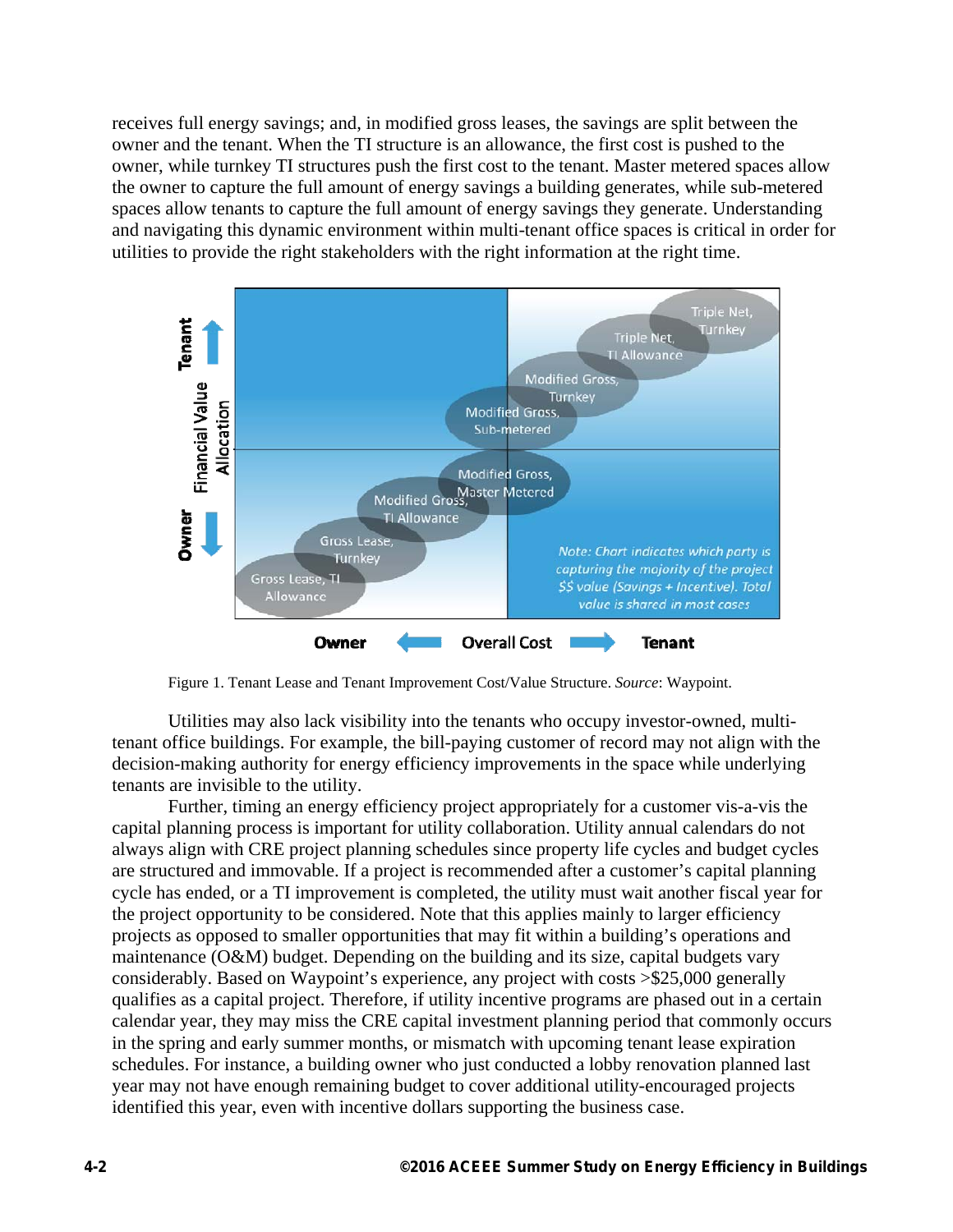receives full energy savings; and, in modified gross leases, the savings are split between the owner and the tenant. When the TI structure is an allowance, the first cost is pushed to the owner, while turnkey TI structures push the first cost to the tenant. Master metered spaces allow the owner to capture the full amount of energy savings a building generates, while sub-metered spaces allow tenants to capture the full amount of energy savings they generate. Understanding and navigating this dynamic environment within multi-tenant office spaces is critical in order for utilities to provide the right stakeholders with the right information at the right time.

Figure 1. Tenant Lease and Tenant Improvement Cost/Value Structure. *Source*: Waypoint.

Utilities may also lack visibility into the tenants who occupy investor-owned, multi-tenant office buildings. For example, the bill-paying customer of record may not align with the decision-making authority for energy efficiency improvements in the space while underlying tenants are invisible to the utility.

Further, timing an energy efficiency project appropriately for a customer vis-a-vis the capital planning process is important for utility collaboration. Utility annual calendars do not always align with CRE project planning schedules since property life cycles and budget cycles are structured and immovable. If a project is recommended after a customer's capital planning cycle has ended, or a TI improvement is completed, the utility must wait another fiscal year for the project opportunity to be considered. Note that this applies mainly to larger efficiency projects as opposed to smaller opportunities that may fit within a building's operations and maintenance (O&M) budget. Depending on the building and its size, capital budgets vary considerably. Based on Waypoint's experience, any project with costs >$25,000 generally qualifies as a capital project. Therefore, if utility incentive programs are phased out in a certain calendar year, they may miss the CRE capital investment planning period that commonly occurs in the spring and early summer months, or mismatch with upcoming tenant lease expiration schedules. For instance, a building owner who just conducted a lobby renovation planned last year may not have enough remaining budget to cover additional utility-encouraged projects identified this year, even with incentive dollars supporting the business case.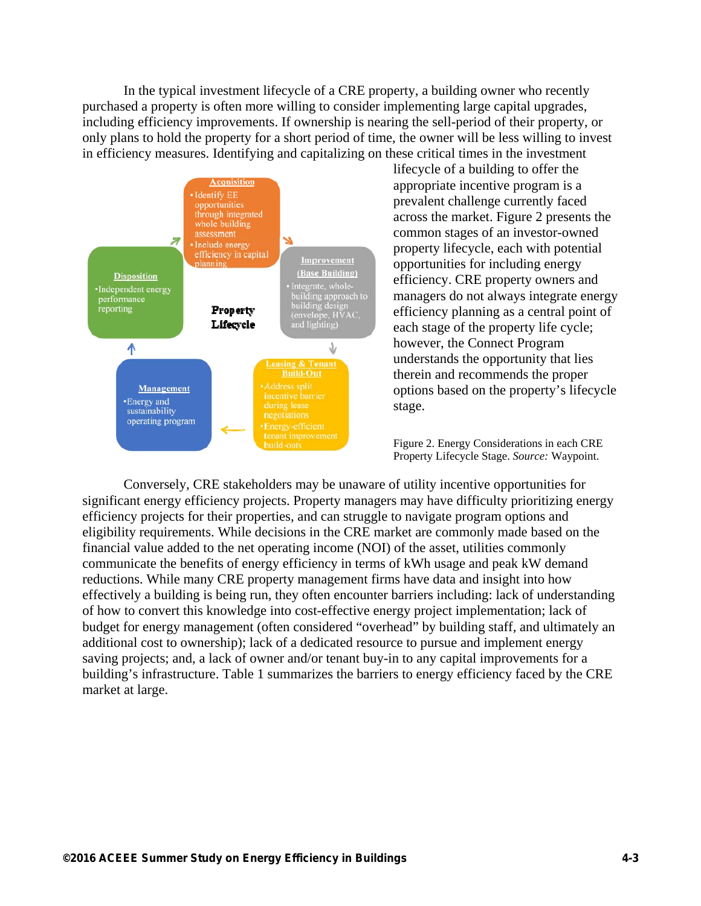In the typical investment lifecycle of a CRE property, a building owner who recently purchased a property is often more willing to consider implementing large capital upgrades, including efficiency improvements. If ownership is nearing the sell-period of their property, or only plans to hold the property for a short period of time, the owner will be less willing to invest in efficiency measures. Identifying and capitalizing on these critical times in the investment lifecycle of a building to offer the appropriate incentive program is a prevalent challenge currently faced across the market. Figure 2 presents the common stages of an investor-owned property lifecycle, each with potential opportunities for including energy efficiency. CRE property owners and managers do not always integrate energy efficiency planning as a central point of each stage of the property life cycle; however, the Connect Program understands the opportunity that lies therein and recommends the proper options based on the property's lifecycle stage.

**Property Lifecycle**

**Acquisition**
- Identify EE opportunities through integrated whole building assessment
- Include energy efficiency in capital planning

**Improvement (Base Building)**
- Integrate, whole-building approach to building design (envelope, HVAC, and lighting)

**Leasing & Tenant Build-Out**
- Address split incentive barrier during lease negotiations
- Energy-efficient tenant improvement build-outs

**Management**
- Energy and sustainability operating program

**Disposition**
- Independent energy performance reporting

Figure 2. Energy Considerations in each CRE Property Lifecycle Stage. *Source:* Waypoint.

Conversely, CRE stakeholders may be unaware of utility incentive opportunities for significant energy efficiency projects. Property managers may have difficulty prioritizing energy efficiency projects for their properties, and can struggle to navigate program options and eligibility requirements. While decisions in the CRE market are commonly made based on the financial value added to the net operating income (NOI) of the asset, utilities commonly communicate the benefits of energy efficiency in terms of kWh usage and peak kW demand reductions. While many CRE property management firms have data and insight into how effectively a building is being run, they often encounter barriers including: lack of understanding of how to convert this knowledge into cost-effective energy project implementation; lack of budget for energy management (often considered "overhead" by building staff, and ultimately an additional cost to ownership); lack of a dedicated resource to pursue and implement energy saving projects; and, a lack of owner and/or tenant buy-in to any capital improvements for a building's infrastructure. Table 1 summarizes the barriers to energy efficiency faced by the CRE market at large.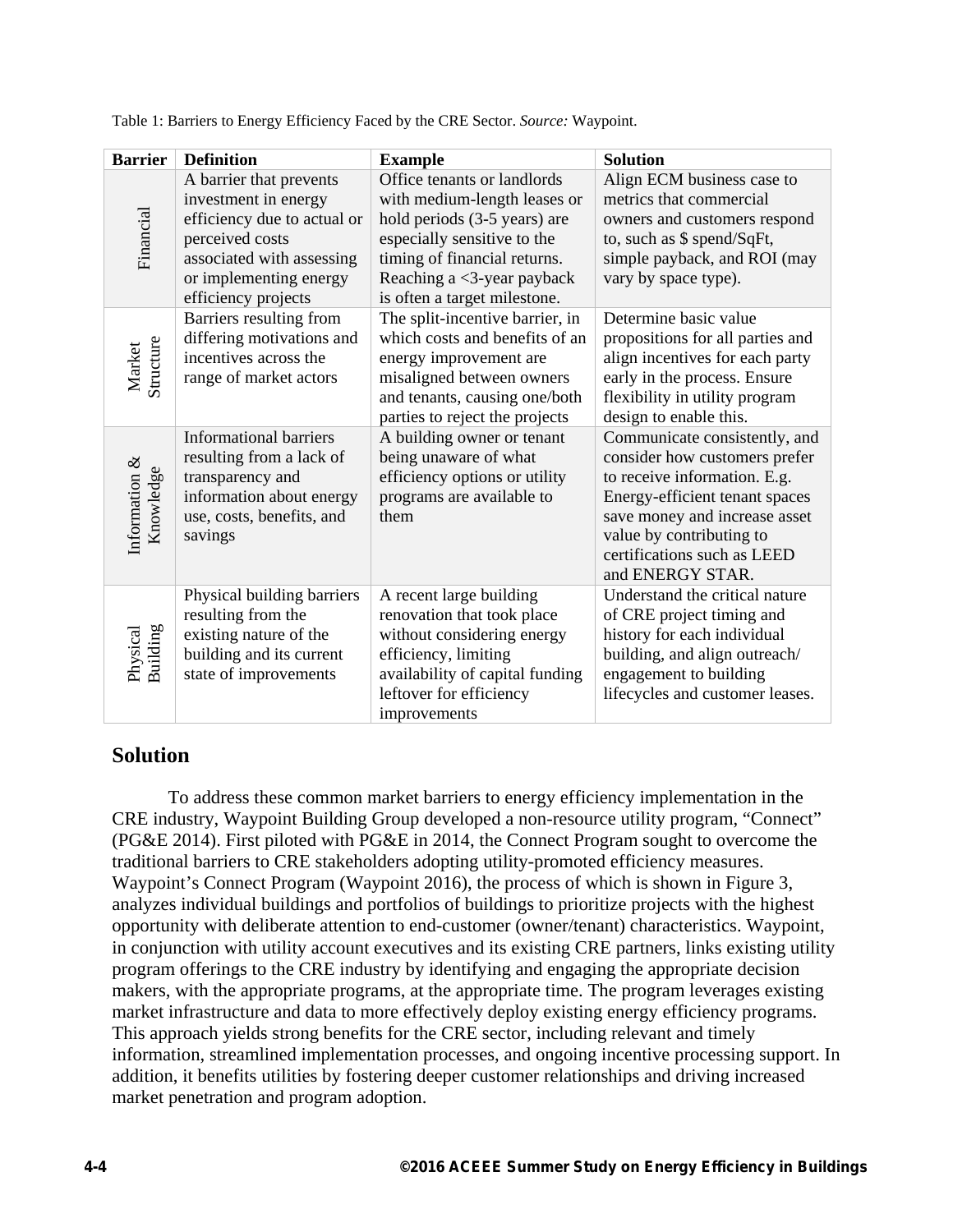Table 1: Barriers to Energy Efficiency Faced by the CRE Sector. *Source:* Waypoint.

| Barrier | Definition | Example | Solution |
|---|---|---|---|
| Financial | A barrier that prevents investment in energy efficiency due to actual or perceived costs associated with assessing or implementing energy efficiency projects | Office tenants or landlords with medium-length leases or hold periods (3-5 years) are especially sensitive to the timing of financial returns. Reaching a <3-year payback is often a target milestone. | Align ECM business case to metrics that commercial owners and customers respond to, such as $ spend/SqFt, simple payback, and ROI (may vary by space type). |
| Market Structure | Barriers resulting from differing motivations and incentives across the range of market actors | The split-incentive barrier, in which costs and benefits of an energy improvement are misaligned between owners and tenants, causing one/both parties to reject the projects | Determine basic value propositions for all parties and align incentives for each party early in the process. Ensure flexibility in utility program design to enable this. |
| Information & Knowledge | Informational barriers resulting from a lack of transparency and information about energy use, costs, benefits, and savings | A building owner or tenant being unaware of what efficiency options or utility programs are available to them | Communicate consistently, and consider how customers prefer to receive information. E.g. Energy-efficient tenant spaces save money and increase asset value by contributing to certifications such as LEED and ENERGY STAR. |
| Physical Building | Physical building barriers resulting from the existing nature of the building and its current state of improvements | A recent large building renovation that took place without considering energy efficiency, limiting availability of capital funding leftover for efficiency improvements | Understand the critical nature of CRE project timing and history for each individual building, and align outreach/ engagement to building lifecycles and customer leases. |

## Solution

To address these common market barriers to energy efficiency implementation in the CRE industry, Waypoint Building Group developed a non-resource utility program, "Connect" (PG&E 2014). First piloted with PG&E in 2014, the Connect Program sought to overcome the traditional barriers to CRE stakeholders adopting utility-promoted efficiency measures. Waypoint's Connect Program (Waypoint 2016), the process of which is shown in Figure 3, analyzes individual buildings and portfolios of buildings to prioritize projects with the highest opportunity with deliberate attention to end-customer (owner/tenant) characteristics. Waypoint, in conjunction with utility account executives and its existing CRE partners, links existing utility program offerings to the CRE industry by identifying and engaging the appropriate decision makers, with the appropriate programs, at the appropriate time. The program leverages existing market infrastructure and data to more effectively deploy existing energy efficiency programs. This approach yields strong benefits for the CRE sector, including relevant and timely information, streamlined implementation processes, and ongoing incentive processing support. In addition, it benefits utilities by fostering deeper customer relationships and driving increased market penetration and program adoption.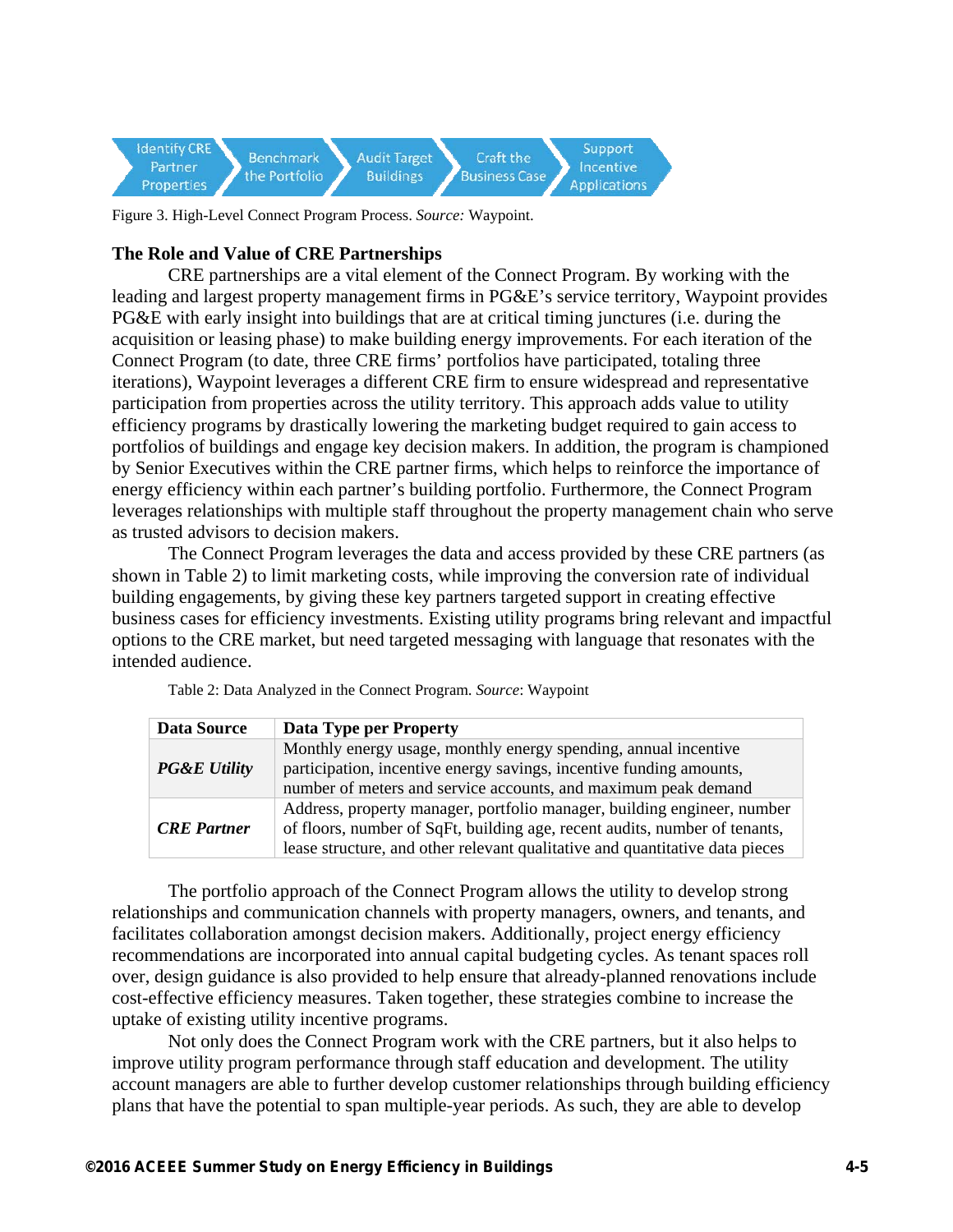Identify CRE Partner Properties → Benchmark the Portfolio → Audit Target Buildings → Craft the Business Case → Support Incentive Applications

Figure 3. High-Level Connect Program Process. *Source:* Waypoint.

### The Role and Value of CRE Partnerships

CRE partnerships are a vital element of the Connect Program. By working with the leading and largest property management firms in PG&E's service territory, Waypoint provides PG&E with early insight into buildings that are at critical timing junctures (i.e. during the acquisition or leasing phase) to make building energy improvements. For each iteration of the Connect Program (to date, three CRE firms' portfolios have participated, totaling three iterations), Waypoint leverages a different CRE firm to ensure widespread and representative participation from properties across the utility territory. This approach adds value to utility efficiency programs by drastically lowering the marketing budget required to gain access to portfolios of buildings and engage key decision makers. In addition, the program is championed by Senior Executives within the CRE partner firms, which helps to reinforce the importance of energy efficiency within each partner's building portfolio. Furthermore, the Connect Program leverages relationships with multiple staff throughout the property management chain who serve as trusted advisors to decision makers.

The Connect Program leverages the data and access provided by these CRE partners (as shown in Table 2) to limit marketing costs, while improving the conversion rate of individual building engagements, by giving these key partners targeted support in creating effective business cases for efficiency investments. Existing utility programs bring relevant and impactful options to the CRE market, but need targeted messaging with language that resonates with the intended audience.

Table 2: Data Analyzed in the Connect Program. *Source*: Waypoint

| Data Source | Data Type per Property |
|---|---|
| ***PG&E Utility*** | Monthly energy usage, monthly energy spending, annual incentive participation, incentive energy savings, incentive funding amounts, number of meters and service accounts, and maximum peak demand |
| ***CRE Partner*** | Address, property manager, portfolio manager, building engineer, number of floors, number of SqFt, building age, recent audits, number of tenants, lease structure, and other relevant qualitative and quantitative data pieces |

The portfolio approach of the Connect Program allows the utility to develop strong relationships and communication channels with property managers, owners, and tenants, and facilitates collaboration amongst decision makers. Additionally, project energy efficiency recommendations are incorporated into annual capital budgeting cycles. As tenant spaces roll over, design guidance is also provided to help ensure that already-planned renovations include cost-effective efficiency measures. Taken together, these strategies combine to increase the uptake of existing utility incentive programs.

Not only does the Connect Program work with the CRE partners, but it also helps to improve utility program performance through staff education and development. The utility account managers are able to further develop customer relationships through building efficiency plans that have the potential to span multiple-year periods. As such, they are able to develop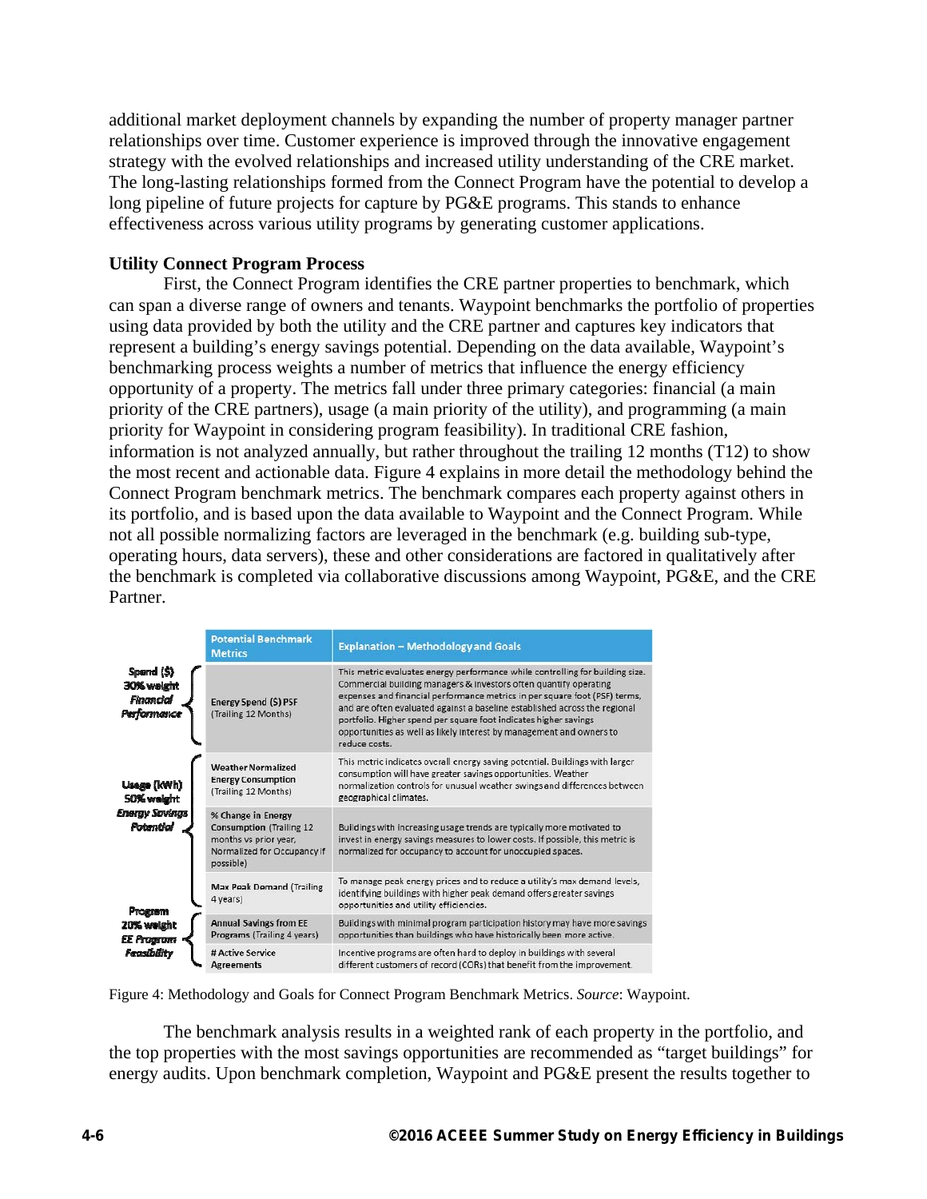additional market deployment channels by expanding the number of property manager partner relationships over time. Customer experience is improved through the innovative engagement strategy with the evolved relationships and increased utility understanding of the CRE market. The long-lasting relationships formed from the Connect Program have the potential to develop a long pipeline of future projects for capture by PG&E programs. This stands to enhance effectiveness across various utility programs by generating customer applications.

### Utility Connect Program Process

First, the Connect Program identifies the CRE partner properties to benchmark, which can span a diverse range of owners and tenants. Waypoint benchmarks the portfolio of properties using data provided by both the utility and the CRE partner and captures key indicators that represent a building's energy savings potential. Depending on the data available, Waypoint's benchmarking process weights a number of metrics that influence the energy efficiency opportunity of a property. The metrics fall under three primary categories: financial (a main priority of the CRE partners), usage (a main priority of the utility), and programming (a main priority for Waypoint in considering program feasibility). In traditional CRE fashion, information is not analyzed annually, but rather throughout the trailing 12 months (T12) to show the most recent and actionable data. Figure 4 explains in more detail the methodology behind the Connect Program benchmark metrics. The benchmark compares each property against others in its portfolio, and is based upon the data available to Waypoint and the Connect Program. While not all possible normalizing factors are leveraged in the benchmark (e.g. building sub-type, operating hours, data servers), these and other considerations are factored in qualitatively after the benchmark is completed via collaborative discussions among Waypoint, PG&E, and the CRE Partner.

| | Potential Benchmark Metrics | Explanation – Methodology and Goals |
|---|---|---|
| Spend ($) 30% weight *Financial Performance* | Energy Spend ($) PSF (Trailing 12 Months) | This metric evaluates energy performance while controlling for building size. Commercial building managers & investors often quantify operating expenses and financial performance metrics in per square foot (PSF) terms, and are often evaluated against a baseline established across the regional portfolio. Higher spend per square foot indicates higher savings opportunities as well as likely interest by management and owners to reduce costs. |
| Usage (kWh) 50% weight *Energy Savings Potential* | Weather Normalized Energy Consumption (Trailing 12 Months) | This metric indicates overall energy saving potential. Buildings with larger consumption will have greater savings opportunities. Weather normalization controls for unusual weather swings and differences between geographical climates. |
| | % Change in Energy Consumption (Trailing 12 months vs prior year, Normalized for Occupancy if possible) | Buildings with increasing usage trends are typically more motivated to invest in energy savings measures to lower costs. If possible, this metric is normalized for occupancy to account for unoccupied spaces. |
| | Max Peak Demand (Trailing 4 years) | To manage peak energy prices and to reduce a utility's max demand levels, identifying buildings with higher peak demand offers greater savings opportunities and utility efficiencies. |
| Program 20% weight *EE Program Feasibility* | Annual Savings from EE Programs (Trailing 4 years) | Buildings with minimal program participation history may have more savings opportunities than buildings who have historically been more active. |
| | # Active Service Agreements | Incentive programs are often hard to deploy in buildings with several different customers of record (CORs) that benefit from the improvement. |

Figure 4: Methodology and Goals for Connect Program Benchmark Metrics. *Source*: Waypoint.

The benchmark analysis results in a weighted rank of each property in the portfolio, and the top properties with the most savings opportunities are recommended as "target buildings" for energy audits. Upon benchmark completion, Waypoint and PG&E present the results together to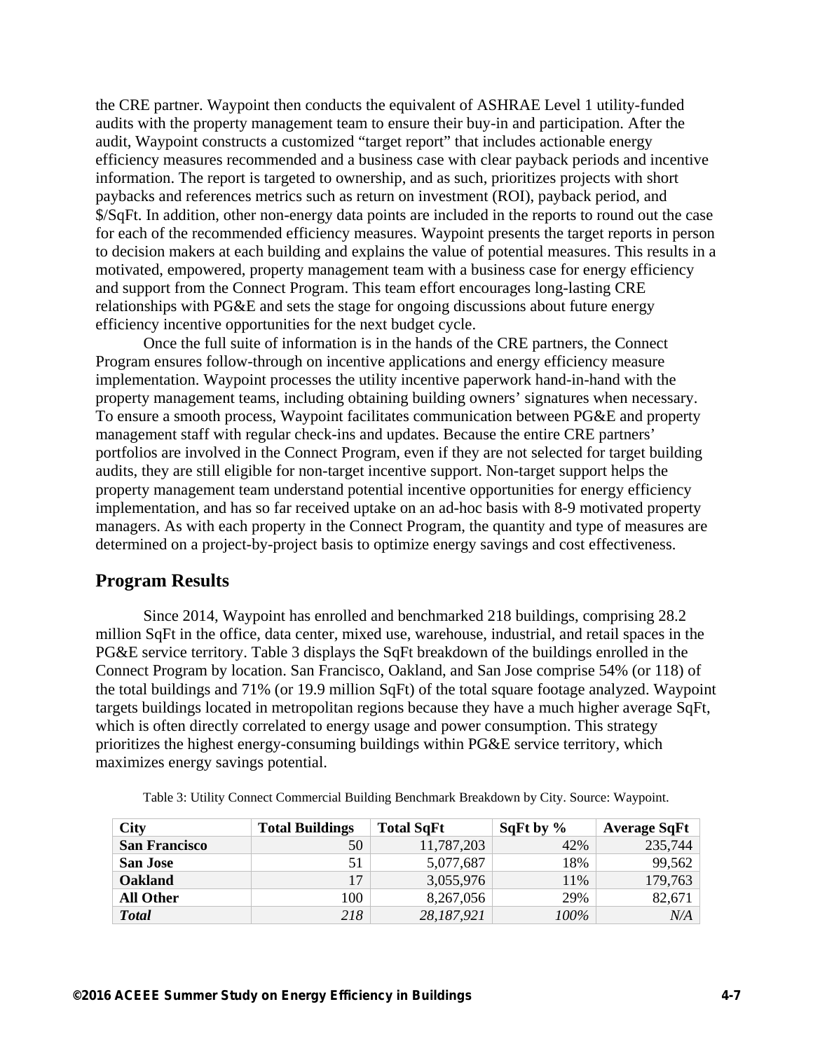the CRE partner. Waypoint then conducts the equivalent of ASHRAE Level 1 utility-funded audits with the property management team to ensure their buy-in and participation. After the audit, Waypoint constructs a customized "target report" that includes actionable energy efficiency measures recommended and a business case with clear payback periods and incentive information. The report is targeted to ownership, and as such, prioritizes projects with short paybacks and references metrics such as return on investment (ROI), payback period, and $/SqFt. In addition, other non-energy data points are included in the reports to round out the case for each of the recommended efficiency measures. Waypoint presents the target reports in person to decision makers at each building and explains the value of potential measures. This results in a motivated, empowered, property management team with a business case for energy efficiency and support from the Connect Program. This team effort encourages long-lasting CRE relationships with PG&E and sets the stage for ongoing discussions about future energy efficiency incentive opportunities for the next budget cycle.

Once the full suite of information is in the hands of the CRE partners, the Connect Program ensures follow-through on incentive applications and energy efficiency measure implementation. Waypoint processes the utility incentive paperwork hand-in-hand with the property management teams, including obtaining building owners' signatures when necessary. To ensure a smooth process, Waypoint facilitates communication between PG&E and property management staff with regular check-ins and updates. Because the entire CRE partners' portfolios are involved in the Connect Program, even if they are not selected for target building audits, they are still eligible for non-target incentive support. Non-target support helps the property management team understand potential incentive opportunities for energy efficiency implementation, and has so far received uptake on an ad-hoc basis with 8-9 motivated property managers. As with each property in the Connect Program, the quantity and type of measures are determined on a project-by-project basis to optimize energy savings and cost effectiveness.

## Program Results

Since 2014, Waypoint has enrolled and benchmarked 218 buildings, comprising 28.2 million SqFt in the office, data center, mixed use, warehouse, industrial, and retail spaces in the PG&E service territory. Table 3 displays the SqFt breakdown of the buildings enrolled in the Connect Program by location. San Francisco, Oakland, and San Jose comprise 54% (or 118) of the total buildings and 71% (or 19.9 million SqFt) of the total square footage analyzed. Waypoint targets buildings located in metropolitan regions because they have a much higher average SqFt, which is often directly correlated to energy usage and power consumption. This strategy prioritizes the highest energy-consuming buildings within PG&E service territory, which maximizes energy savings potential.

Table 3: Utility Connect Commercial Building Benchmark Breakdown by City. Source: Waypoint.

| City | Total Buildings | Total SqFt | SqFt by % | Average SqFt |
|---|---|---|---|---|
| **San Francisco** | 50 | 11,787,203 | 42% | 235,744 |
| **San Jose** | 51 | 5,077,687 | 18% | 99,562 |
| **Oakland** | 17 | 3,055,976 | 11% | 179,763 |
| **All Other** | 100 | 8,267,056 | 29% | 82,671 |
| ***Total*** | *218* | *28,187,921* | *100%* | *N/A* |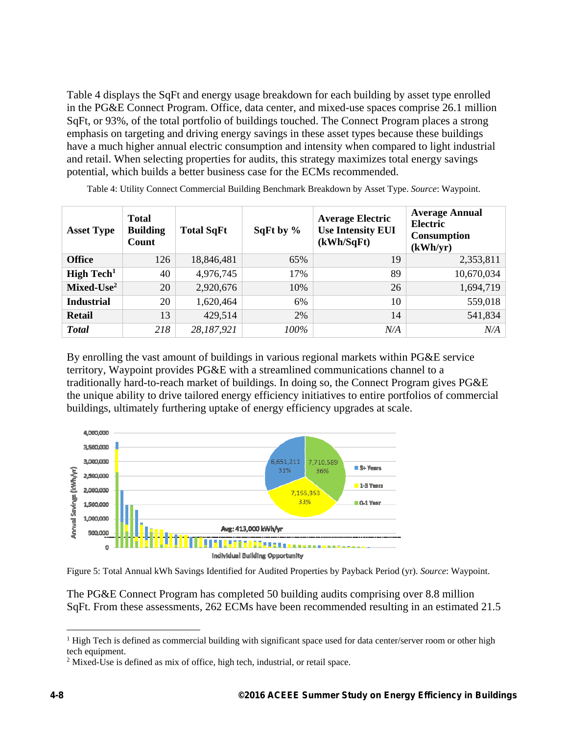Table 4 displays the SqFt and energy usage breakdown for each building by asset type enrolled in the PG&E Connect Program. Office, data center, and mixed-use spaces comprise 26.1 million SqFt, or 93%, of the total portfolio of buildings touched. The Connect Program places a strong emphasis on targeting and driving energy savings in these asset types because these buildings have a much higher annual electric consumption and intensity when compared to light industrial and retail. When selecting properties for audits, this strategy maximizes total energy savings potential, which builds a better business case for the ECMs recommended.

Table 4: Utility Connect Commercial Building Benchmark Breakdown by Asset Type. *Source*: Waypoint.

| Asset Type | Total Building Count | Total SqFt | SqFt by % | Average Electric Use Intensity EUI (kWh/SqFt) | Average Annual Electric Consumption (kWh/yr) |
|---|---|---|---|---|---|
| **Office** | 126 | 18,846,481 | 65% | 19 | 2,353,811 |
| **High Tech[1]** | 40 | 4,976,745 | 17% | 89 | 10,670,034 |
| **Mixed-Use[2]** | 20 | 2,920,676 | 10% | 26 | 1,694,719 |
| **Industrial** | 20 | 1,620,464 | 6% | 10 | 559,018 |
| **Retail** | 13 | 429,514 | 2% | 14 | 541,834 |
| ***Total*** | *218* | *28,187,921* | *100%* | *N/A* | *N/A* |

By enrolling the vast amount of buildings in various regional markets within PG&E service territory, Waypoint provides PG&E with a streamlined communications channel to a traditionally hard-to-reach market of buildings. In doing so, the Connect Program gives PG&E the unique ability to drive tailored energy efficiency initiatives to entire portfolios of commercial buildings, ultimately furthering uptake of energy efficiency upgrades at scale.

Figure 5: Total Annual kWh Savings Identified for Audited Properties by Payback Period (yr). *Source*: Waypoint.

The PG&E Connect Program has completed 50 building audits comprising over 8.8 million SqFt. From these assessments, 262 ECMs have been recommended resulting in an estimated 21.5

[1] High Tech is defined as commercial building with significant space used for data center/server room or other high tech equipment.

[2] Mixed-Use is defined as mix of office, high tech, industrial, or retail space.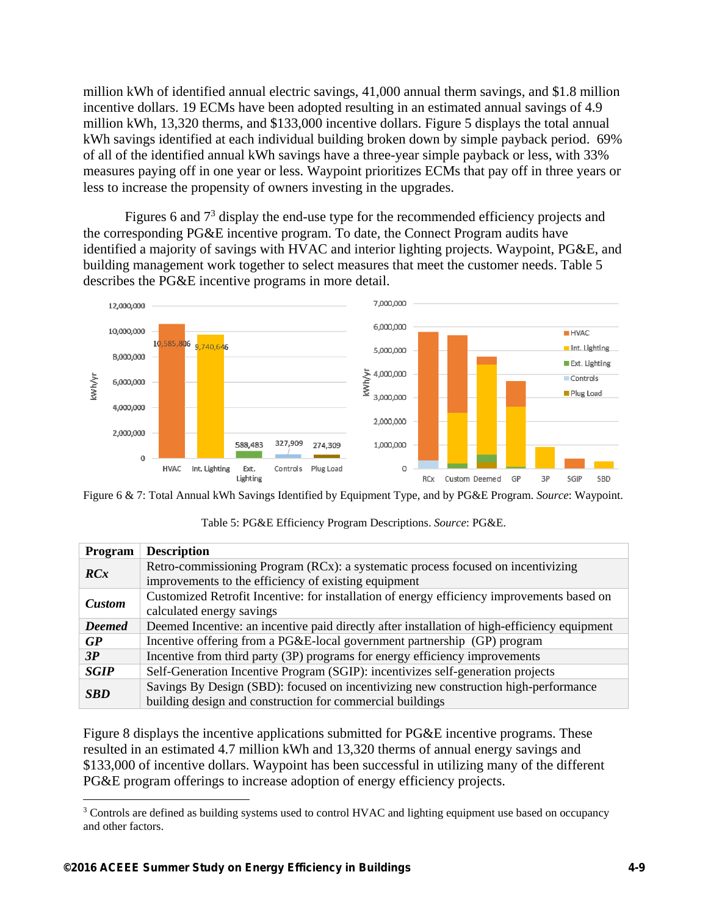million kWh of identified annual electric savings, 41,000 annual therm savings, and $1.8 million incentive dollars. 19 ECMs have been adopted resulting in an estimated annual savings of 4.9 million kWh, 13,320 therms, and $133,000 incentive dollars. Figure 5 displays the total annual kWh savings identified at each individual building broken down by simple payback period. 69% of all of the identified annual kWh savings have a three-year simple payback or less, with 33% measures paying off in one year or less. Waypoint prioritizes ECMs that pay off in three years or less to increase the propensity of owners investing in the upgrades.

Figures 6 and 7[3] display the end-use type for the recommended efficiency projects and the corresponding PG&E incentive program. To date, the Connect Program audits have identified a majority of savings with HVAC and interior lighting projects. Waypoint, PG&E, and building management work together to select measures that meet the customer needs. Table 5 describes the PG&E incentive programs in more detail.

Figure 6 & 7: Total Annual kWh Savings Identified by Equipment Type, and by PG&E Program. *Source*: Waypoint.

Table 5: PG&E Efficiency Program Descriptions. *Source*: PG&E.

| Program | Description |
|---|---|
| ***RCx*** | Retro-commissioning Program (RCx): a systematic process focused on incentivizing improvements to the efficiency of existing equipment |
| ***Custom*** | Customized Retrofit Incentive: for installation of energy efficiency improvements based on calculated energy savings |
| ***Deemed*** | Deemed Incentive: an incentive paid directly after installation of high-efficiency equipment |
| ***GP*** | Incentive offering from a PG&E-local government partnership (GP) program |
| ***3P*** | Incentive from third party (3P) programs for energy efficiency improvements |
| ***SGIP*** | Self-Generation Incentive Program (SGIP): incentivizes self-generation projects |
| ***SBD*** | Savings By Design (SBD): focused on incentivizing new construction high-performance building design and construction for commercial buildings |

Figure 8 displays the incentive applications submitted for PG&E incentive programs. These resulted in an estimated 4.7 million kWh and 13,320 therms of annual energy savings and $133,000 of incentive dollars. Waypoint has been successful in utilizing many of the different PG&E program offerings to increase adoption of energy efficiency projects.

[3] Controls are defined as building systems used to control HVAC and lighting equipment use based on occupancy and other factors.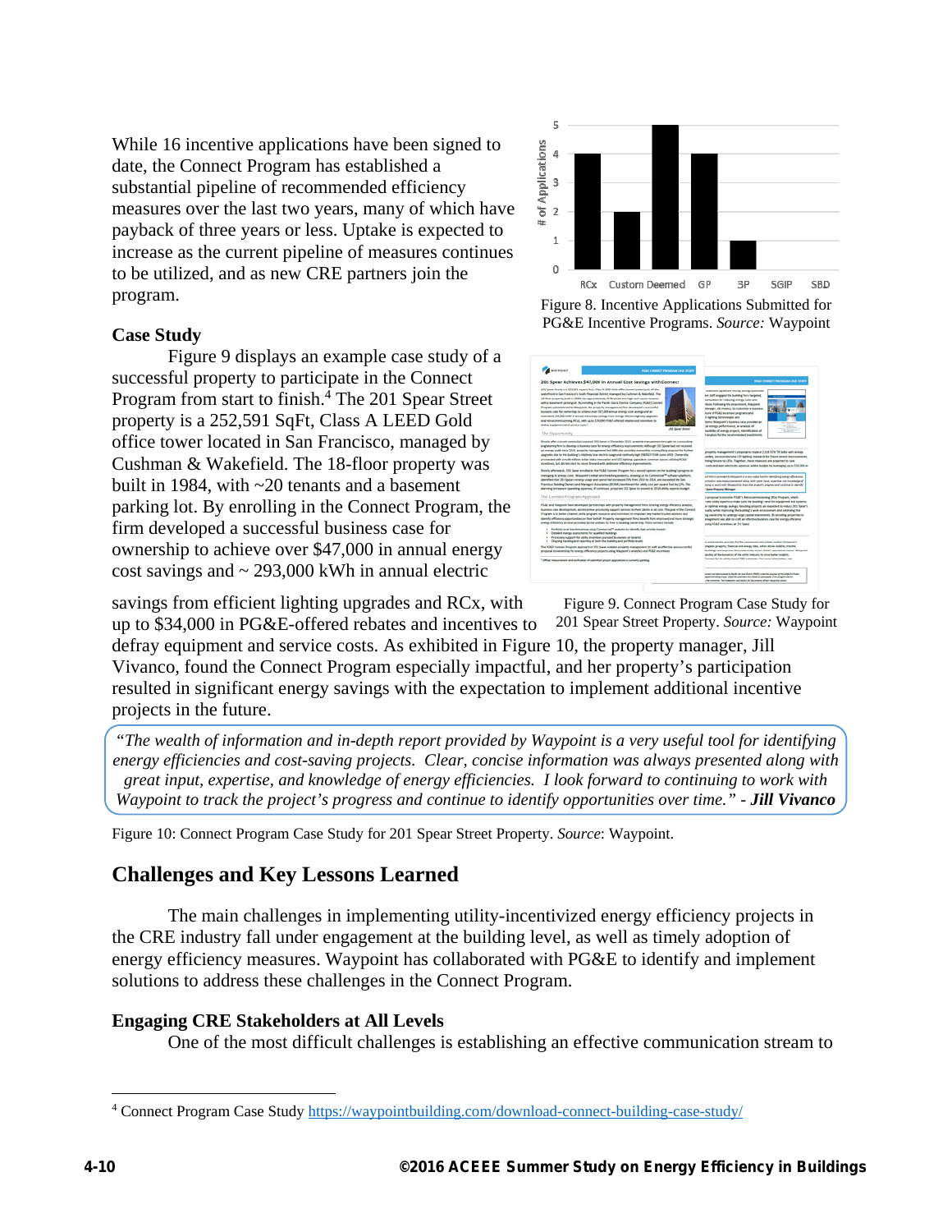While 16 incentive applications have been signed to date, the Connect Program has established a substantial pipeline of recommended efficiency measures over the last two years, many of which have payback of three years or less. Uptake is expected to increase as the current pipeline of measures continues to be utilized, and as new CRE partners join the program.

Figure 8. Incentive Applications Submitted for PG&E Incentive Programs. *Source:* Waypoint

### Case Study

Figure 9 displays an example case study of a successful property to participate in the Connect Program from start to finish.[4] The 201 Spear Street property is a 252,591 SqFt, Class A LEED Gold office tower located in San Francisco, managed by Cushman & Wakefield. The 18-floor property was built in 1984, with ~20 tenants and a basement parking lot. By enrolling in the Connect Program, the firm developed a successful business case for ownership to achieve over $47,000 in annual energy cost savings and ~ 293,000 kWh in annual electric savings from efficient lighting upgrades and RCx, with up to $34,000 in PG&E-offered rebates and incentives to defray equipment and service costs. As exhibited in Figure 10, the property manager, Jill Vivanco, found the Connect Program especially impactful, and her property's participation resulted in significant energy savings with the expectation to implement additional incentive projects in the future.

Figure 9. Connect Program Case Study for 201 Spear Street Property. *Source:* Waypoint

> *"The wealth of information and in-depth report provided by Waypoint is a very useful tool for identifying energy efficiencies and cost-saving projects. Clear, concise information was always presented along with great input, expertise, and knowledge of energy efficiencies. I look forward to continuing to work with Waypoint to track the project's progress and continue to identify opportunities over time."* - ***Jill Vivanco***

Figure 10: Connect Program Case Study for 201 Spear Street Property. *Source*: Waypoint.

## Challenges and Key Lessons Learned

The main challenges in implementing utility-incentivized energy efficiency projects in the CRE industry fall under engagement at the building level, as well as timely adoption of energy efficiency measures. Waypoint has collaborated with PG&E to identify and implement solutions to address these challenges in the Connect Program.

### Engaging CRE Stakeholders at All Levels

One of the most difficult challenges is establishing an effective communication stream to

---

[4] Connect Program Case Study https://waypointbuilding.com/download-connect-building-case-study/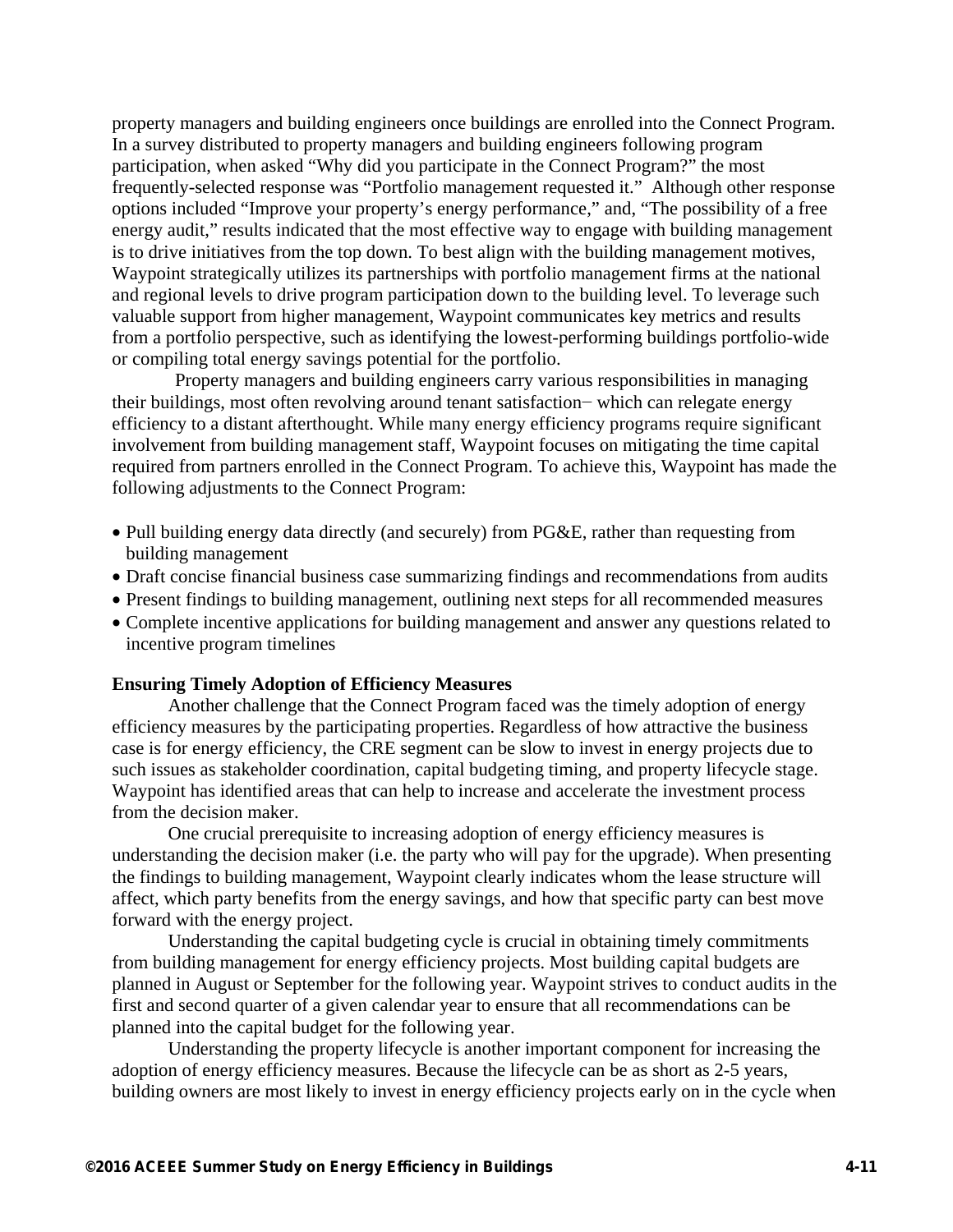property managers and building engineers once buildings are enrolled into the Connect Program. In a survey distributed to property managers and building engineers following program participation, when asked "Why did you participate in the Connect Program?" the most frequently-selected response was "Portfolio management requested it." Although other response options included "Improve your property's energy performance," and, "The possibility of a free energy audit," results indicated that the most effective way to engage with building management is to drive initiatives from the top down. To best align with the building management motives, Waypoint strategically utilizes its partnerships with portfolio management firms at the national and regional levels to drive program participation down to the building level. To leverage such valuable support from higher management, Waypoint communicates key metrics and results from a portfolio perspective, such as identifying the lowest-performing buildings portfolio-wide or compiling total energy savings potential for the portfolio.

Property managers and building engineers carry various responsibilities in managing their buildings, most often revolving around tenant satisfaction− which can relegate energy efficiency to a distant afterthought. While many energy efficiency programs require significant involvement from building management staff, Waypoint focuses on mitigating the time capital required from partners enrolled in the Connect Program. To achieve this, Waypoint has made the following adjustments to the Connect Program:

- Pull building energy data directly (and securely) from PG&E, rather than requesting from building management
- Draft concise financial business case summarizing findings and recommendations from audits
- Present findings to building management, outlining next steps for all recommended measures
- Complete incentive applications for building management and answer any questions related to incentive program timelines

**Ensuring Timely Adoption of Efficiency Measures**

Another challenge that the Connect Program faced was the timely adoption of energy efficiency measures by the participating properties. Regardless of how attractive the business case is for energy efficiency, the CRE segment can be slow to invest in energy projects due to such issues as stakeholder coordination, capital budgeting timing, and property lifecycle stage. Waypoint has identified areas that can help to increase and accelerate the investment process from the decision maker.

One crucial prerequisite to increasing adoption of energy efficiency measures is understanding the decision maker (i.e. the party who will pay for the upgrade). When presenting the findings to building management, Waypoint clearly indicates whom the lease structure will affect, which party benefits from the energy savings, and how that specific party can best move forward with the energy project.

Understanding the capital budgeting cycle is crucial in obtaining timely commitments from building management for energy efficiency projects. Most building capital budgets are planned in August or September for the following year. Waypoint strives to conduct audits in the first and second quarter of a given calendar year to ensure that all recommendations can be planned into the capital budget for the following year.

Understanding the property lifecycle is another important component for increasing the adoption of energy efficiency measures. Because the lifecycle can be as short as 2-5 years, building owners are most likely to invest in energy efficiency projects early on in the cycle when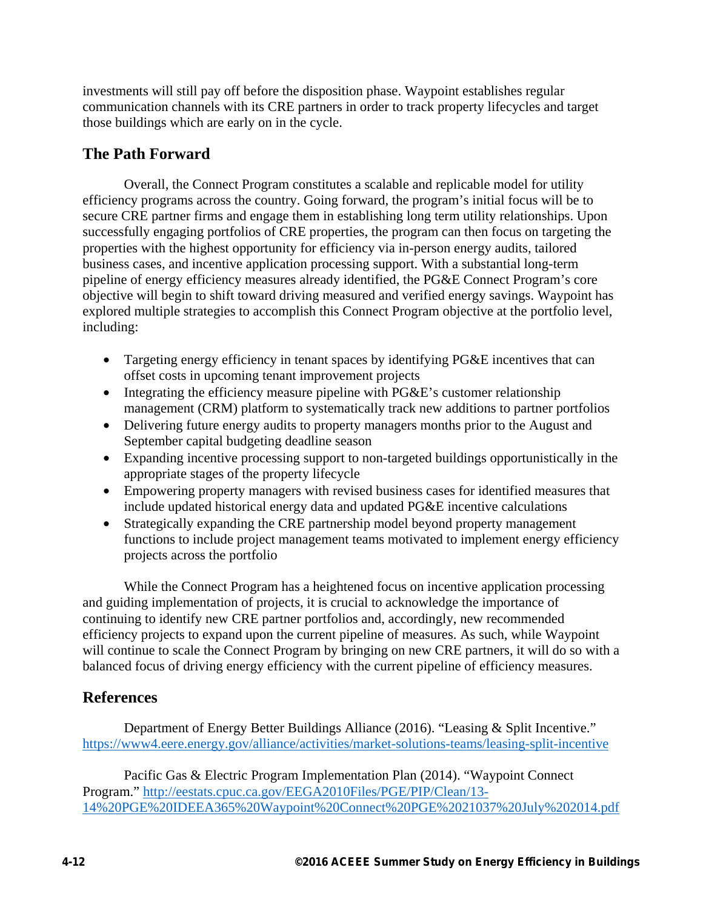investments will still pay off before the disposition phase. Waypoint establishes regular communication channels with its CRE partners in order to track property lifecycles and target those buildings which are early on in the cycle.

## The Path Forward

Overall, the Connect Program constitutes a scalable and replicable model for utility efficiency programs across the country. Going forward, the program's initial focus will be to secure CRE partner firms and engage them in establishing long term utility relationships. Upon successfully engaging portfolios of CRE properties, the program can then focus on targeting the properties with the highest opportunity for efficiency via in-person energy audits, tailored business cases, and incentive application processing support. With a substantial long-term pipeline of energy efficiency measures already identified, the PG&E Connect Program's core objective will begin to shift toward driving measured and verified energy savings. Waypoint has explored multiple strategies to accomplish this Connect Program objective at the portfolio level, including:

- Targeting energy efficiency in tenant spaces by identifying PG&E incentives that can offset costs in upcoming tenant improvement projects
- Integrating the efficiency measure pipeline with PG&E's customer relationship management (CRM) platform to systematically track new additions to partner portfolios
- Delivering future energy audits to property managers months prior to the August and September capital budgeting deadline season
- Expanding incentive processing support to non-targeted buildings opportunistically in the appropriate stages of the property lifecycle
- Empowering property managers with revised business cases for identified measures that include updated historical energy data and updated PG&E incentive calculations
- Strategically expanding the CRE partnership model beyond property management functions to include project management teams motivated to implement energy efficiency projects across the portfolio

While the Connect Program has a heightened focus on incentive application processing and guiding implementation of projects, it is crucial to acknowledge the importance of continuing to identify new CRE partner portfolios and, accordingly, new recommended efficiency projects to expand upon the current pipeline of measures. As such, while Waypoint will continue to scale the Connect Program by bringing on new CRE partners, it will do so with a balanced focus of driving energy efficiency with the current pipeline of efficiency measures.

## References

Department of Energy Better Buildings Alliance (2016). "Leasing & Split Incentive." https://www4.eere.energy.gov/alliance/activities/market-solutions-teams/leasing-split-incentive

Pacific Gas & Electric Program Implementation Plan (2014). "Waypoint Connect Program." http://eestats.cpuc.ca.gov/EEGA2010Files/PGE/PIP/Clean/13-14%20PGE%20IDEEA365%20Waypoint%20Connect%20PGE%2021037%20July%202014.pdf